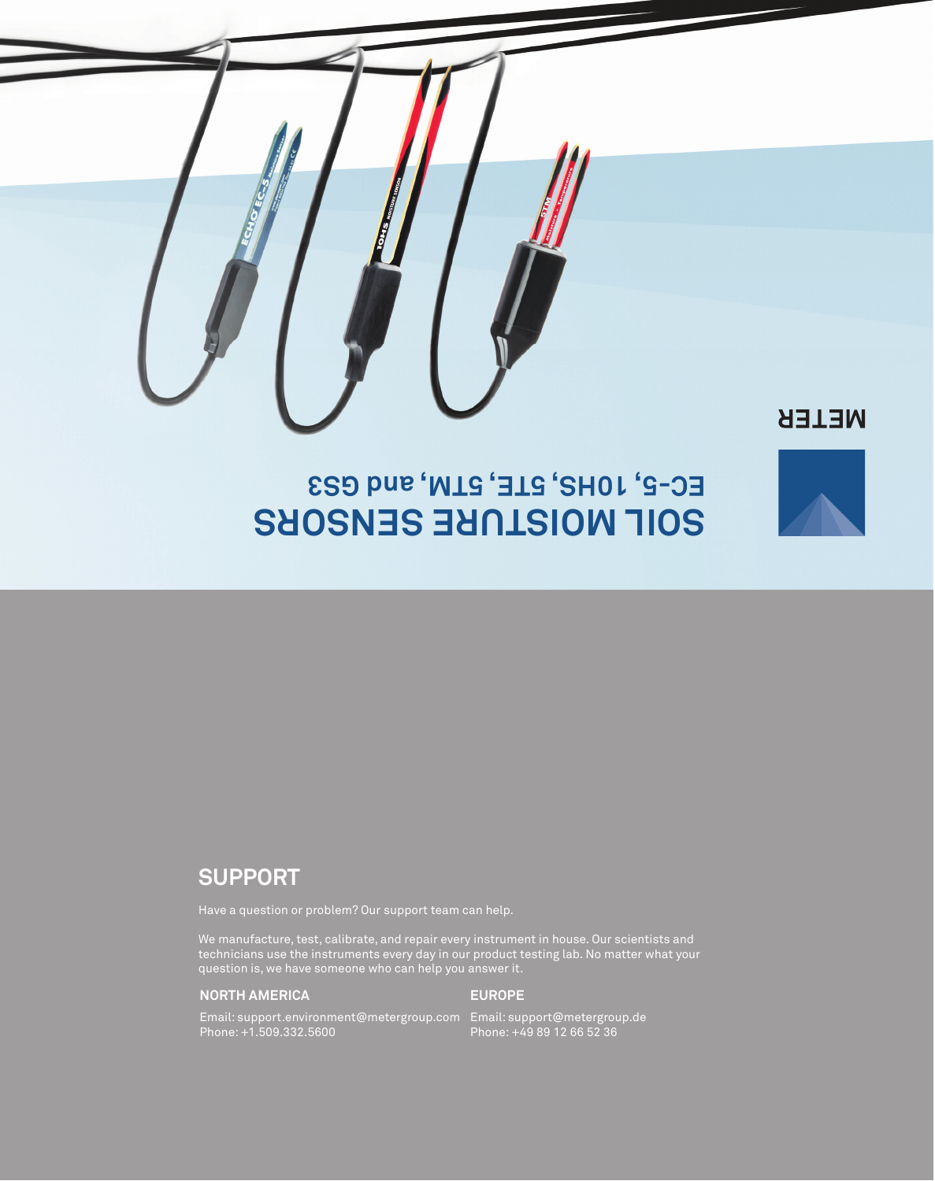# SOIL MOISTURE SENSORS

EC-5, 10HS, 5TE, 5TM, and GS3

METER

## SUPPORT

Have a question or problem? Our support team can help.

We manufacture, test, calibrate, and repair every instrument in house. Our scientists and technicians use the instruments every day in our product testing lab. No matter what your question is, we have someone who can help you answer it.

**NORTH AMERICA**

Email: support.environment@metergroup.com
Phone: +1.509.332.5600

**EUROPE**

Email: support@metergroup.de
Phone: +49 89 12 66 52 36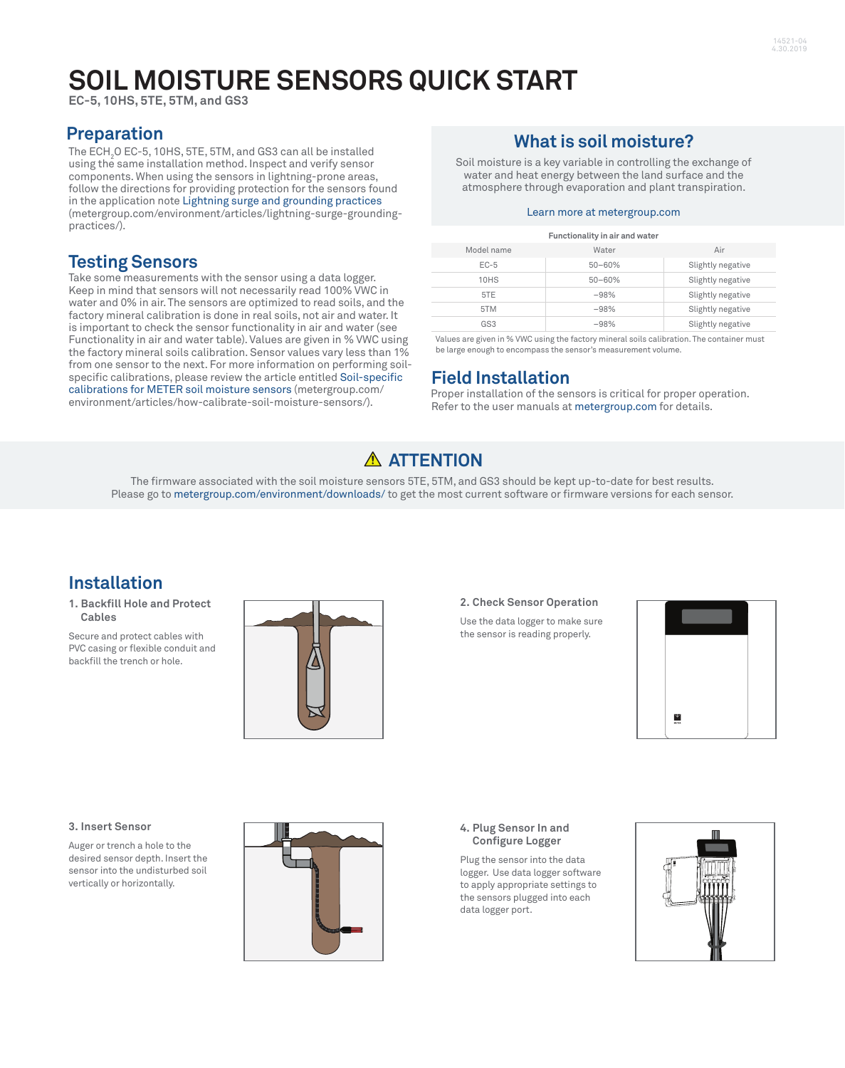# SOIL MOISTURE SENSORS QUICK START

EC-5, 10HS, 5TE, 5TM, and GS3

## Preparation

The ECH$_2$O EC-5, 10HS, 5TE, 5TM, and GS3 can all be installed using the same installation method. Inspect and verify sensor components. When using the sensors in lightning-prone areas, follow the directions for providing protection for the sensors found in the application note Lightning surge and grounding practices (metergroup.com/environment/articles/lightning-surge-grounding-practices/).

## Testing Sensors

Take some measurements with the sensor using a data logger. Keep in mind that sensors will not necessarily read 100% VWC in water and 0% in air. The sensors are optimized to read soils, and the factory mineral calibration is done in real soils, not air and water. It is important to check the sensor functionality in air and water (see Functionality in air and water table). Values are given in % VWC using the factory mineral soils calibration. Sensor values vary less than 1% from one sensor to the next. For more information on performing soil-specific calibrations, please review the article entitled Soil-specific calibrations for METER soil moisture sensors (metergroup.com/environment/articles/how-calibrate-soil-moisture-sensors/).

## What is soil moisture?

Soil moisture is a key variable in controlling the exchange of water and heat energy between the land surface and the atmosphere through evaporation and plant transpiration.

Learn more at metergroup.com

**Functionality in air and water**

| Model name | Water | Air |
|---|---|---|
| EC-5 | 50–60% | Slightly negative |
| 10HS | 50–60% | Slightly negative |
| 5TE | ~98% | Slightly negative |
| 5TM | ~98% | Slightly negative |
| GS3 | ~98% | Slightly negative |

Values are given in % VWC using the factory mineral soils calibration. The container must be large enough to encompass the sensor's measurement volume.

## Field Installation

Proper installation of the sensors is critical for proper operation. Refer to the user manuals at metergroup.com for details.

## ⚠ ATTENTION

The firmware associated with the soil moisture sensors 5TE, 5TM, and GS3 should be kept up-to-date for best results. Please go to metergroup.com/environment/downloads/ to get the most current software or firmware versions for each sensor.

## Installation

### 1. Backfill Hole and Protect Cables

Secure and protect cables with PVC casing or flexible conduit and backfill the trench or hole.

### 2. Check Sensor Operation

Use the data logger to make sure the sensor is reading properly.

### 3. Insert Sensor

Auger or trench a hole to the desired sensor depth. Insert the sensor into the undisturbed soil vertically or horizontally.

### 4. Plug Sensor In and Configure Logger

Plug the sensor into the data logger. Use data logger software to apply appropriate settings to the sensors plugged into each data logger port.